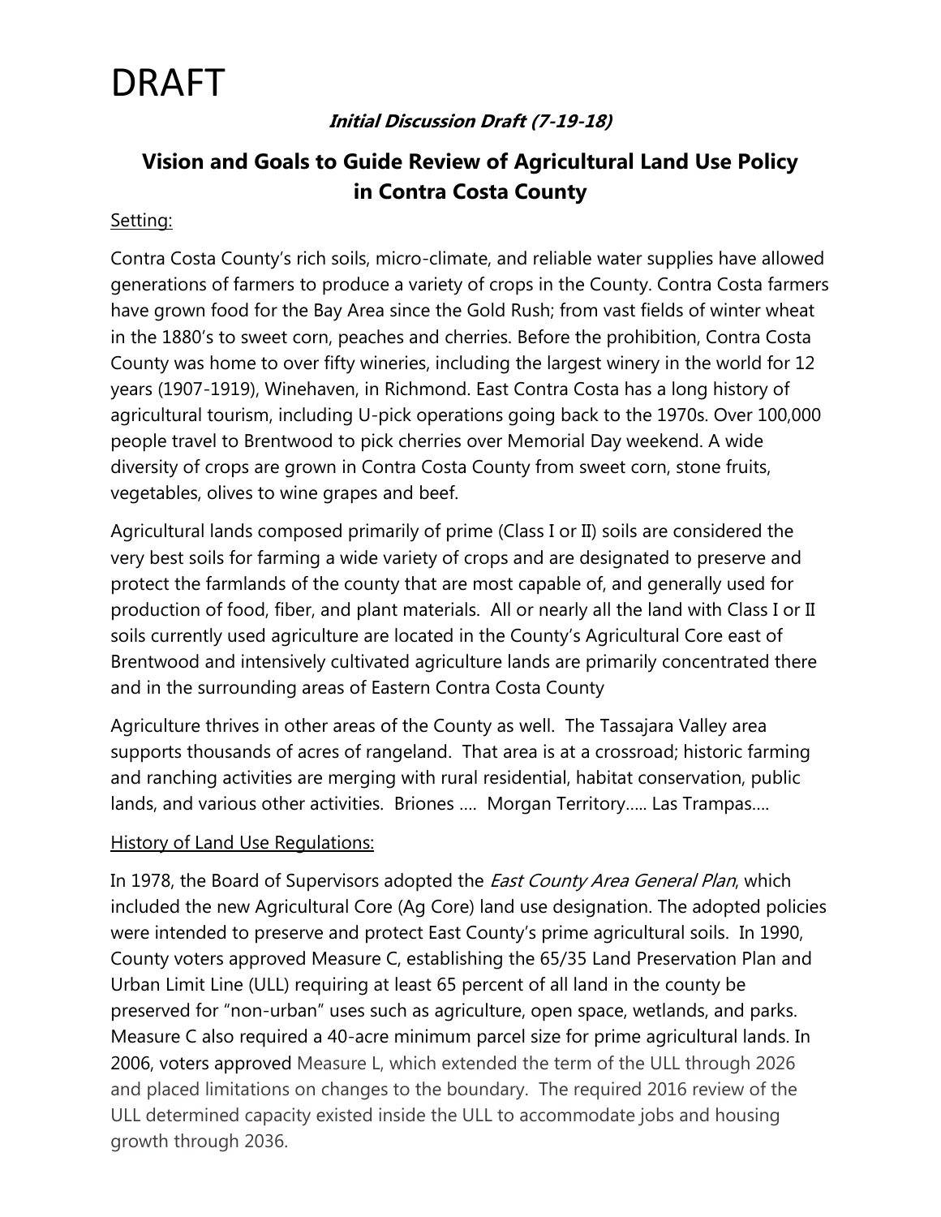# DRAFT

***Initial Discussion Draft (7-19-18)***

## Vision and Goals to Guide Review of Agricultural Land Use Policy in Contra Costa County

<u>Setting:</u>

Contra Costa County's rich soils, micro-climate, and reliable water supplies have allowed generations of farmers to produce a variety of crops in the County. Contra Costa farmers have grown food for the Bay Area since the Gold Rush; from vast fields of winter wheat in the 1880's to sweet corn, peaches and cherries. Before the prohibition, Contra Costa County was home to over fifty wineries, including the largest winery in the world for 12 years (1907-1919), Winehaven, in Richmond. East Contra Costa has a long history of agricultural tourism, including U-pick operations going back to the 1970s. Over 100,000 people travel to Brentwood to pick cherries over Memorial Day weekend. A wide diversity of crops are grown in Contra Costa County from sweet corn, stone fruits, vegetables, olives to wine grapes and beef.

Agricultural lands composed primarily of prime (Class I or II) soils are considered the very best soils for farming a wide variety of crops and are designated to preserve and protect the farmlands of the county that are most capable of, and generally used for production of food, fiber, and plant materials. All or nearly all the land with Class I or II soils currently used agriculture are located in the County's Agricultural Core east of Brentwood and intensively cultivated agriculture lands are primarily concentrated there and in the surrounding areas of Eastern Contra Costa County

Agriculture thrives in other areas of the County as well. The Tassajara Valley area supports thousands of acres of rangeland. That area is at a crossroad; historic farming and ranching activities are merging with rural residential, habitat conservation, public lands, and various other activities. Briones …. Morgan Territory….. Las Trampas….

<u>History of Land Use Regulations:</u>

In 1978, the Board of Supervisors adopted the *East County Area General Plan*, which included the new Agricultural Core (Ag Core) land use designation. The adopted policies were intended to preserve and protect East County's prime agricultural soils. In 1990, County voters approved Measure C, establishing the 65/35 Land Preservation Plan and Urban Limit Line (ULL) requiring at least 65 percent of all land in the county be preserved for "non-urban" uses such as agriculture, open space, wetlands, and parks. Measure C also required a 40-acre minimum parcel size for prime agricultural lands. In 2006, voters approved Measure L, which extended the term of the ULL through 2026 and placed limitations on changes to the boundary. The required 2016 review of the ULL determined capacity existed inside the ULL to accommodate jobs and housing growth through 2036.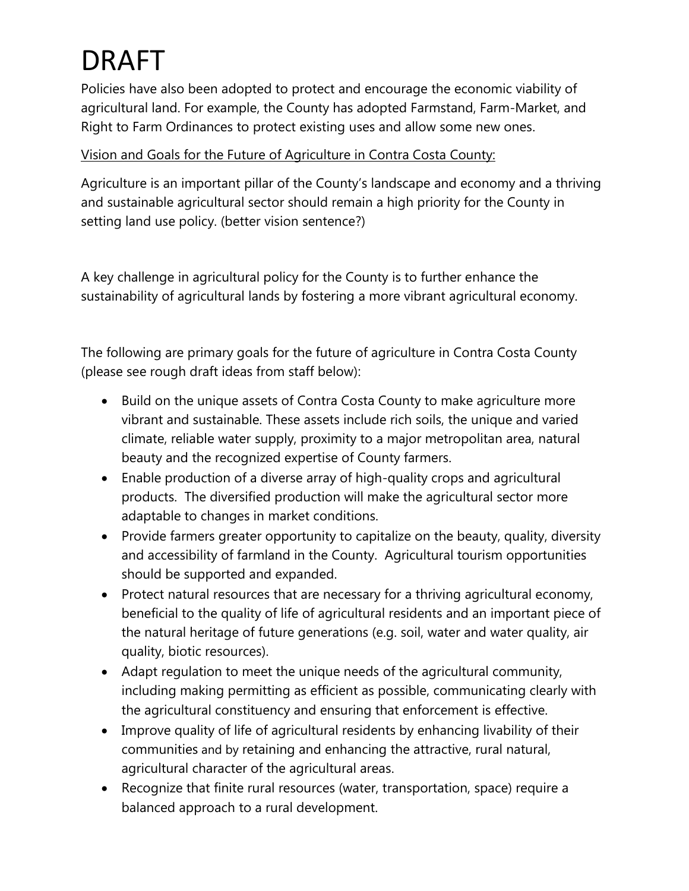# DRAFT

Policies have also been adopted to protect and encourage the economic viability of agricultural land. For example, the County has adopted Farmstand, Farm-Market, and Right to Farm Ordinances to protect existing uses and allow some new ones.

<u>Vision and Goals for the Future of Agriculture in Contra Costa County:</u>

Agriculture is an important pillar of the County's landscape and economy and a thriving and sustainable agricultural sector should remain a high priority for the County in setting land use policy. (better vision sentence?)

A key challenge in agricultural policy for the County is to further enhance the sustainability of agricultural lands by fostering a more vibrant agricultural economy.

The following are primary goals for the future of agriculture in Contra Costa County (please see rough draft ideas from staff below):

- Build on the unique assets of Contra Costa County to make agriculture more vibrant and sustainable. These assets include rich soils, the unique and varied climate, reliable water supply, proximity to a major metropolitan area, natural beauty and the recognized expertise of County farmers.
- Enable production of a diverse array of high-quality crops and agricultural products. The diversified production will make the agricultural sector more adaptable to changes in market conditions.
- Provide farmers greater opportunity to capitalize on the beauty, quality, diversity and accessibility of farmland in the County. Agricultural tourism opportunities should be supported and expanded.
- Protect natural resources that are necessary for a thriving agricultural economy, beneficial to the quality of life of agricultural residents and an important piece of the natural heritage of future generations (e.g. soil, water and water quality, air quality, biotic resources).
- Adapt regulation to meet the unique needs of the agricultural community, including making permitting as efficient as possible, communicating clearly with the agricultural constituency and ensuring that enforcement is effective.
- Improve quality of life of agricultural residents by enhancing livability of their communities and by retaining and enhancing the attractive, rural natural, agricultural character of the agricultural areas.
- Recognize that finite rural resources (water, transportation, space) require a balanced approach to a rural development.